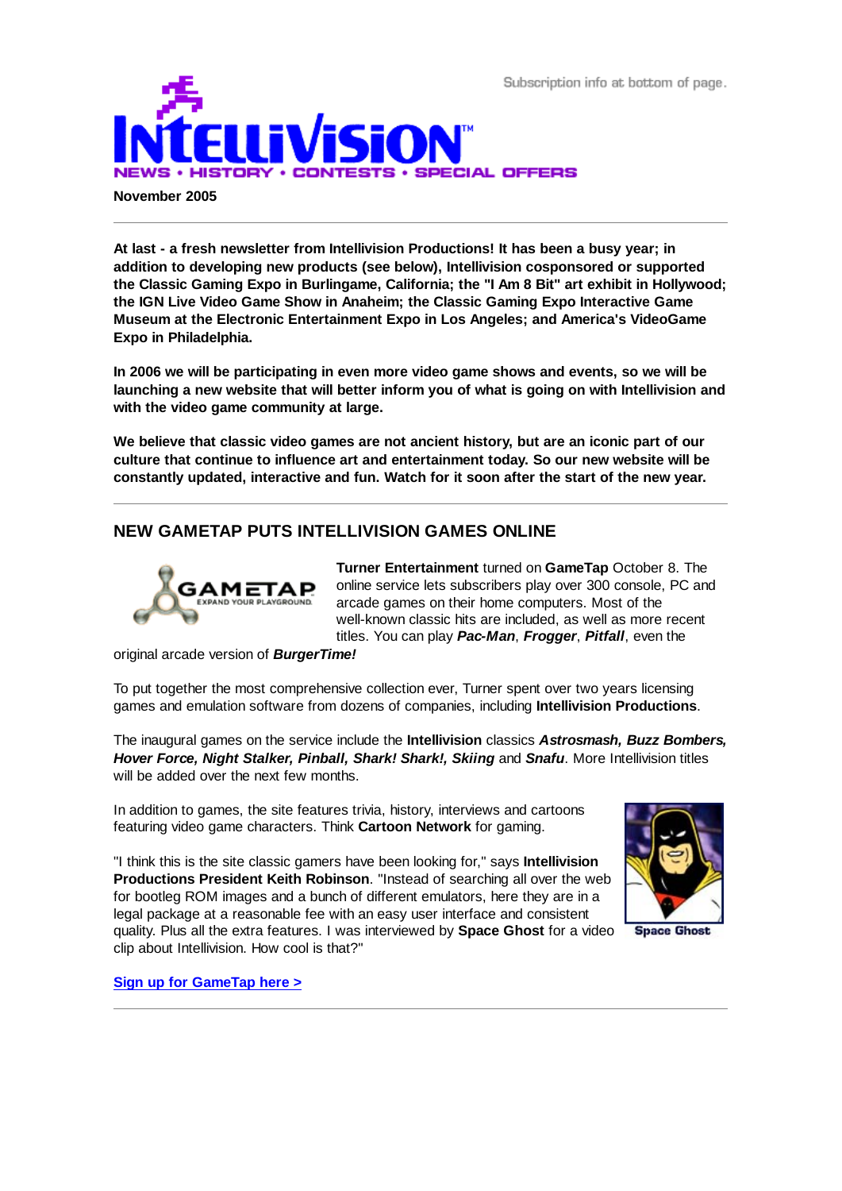Subscription info at bottom of page.

# INTELLIVISION™

NEWS • HISTORY • CONTESTS • SPECIAL OFFERS

**November 2005**

---

**At last - a fresh newsletter from Intellivision Productions! It has been a busy year; in addition to developing new products (see below), Intellivision cosponsored or supported the Classic Gaming Expo in Burlingame, California; the "I Am 8 Bit" art exhibit in Hollywood; the IGN Live Video Game Show in Anaheim; the Classic Gaming Expo Interactive Game Museum at the Electronic Entertainment Expo in Los Angeles; and America's VideoGame Expo in Philadelphia.**

**In 2006 we will be participating in even more video game shows and events, so we will be launching a new website that will better inform you of what is going on with Intellivision and with the video game community at large.**

**We believe that classic video games are not ancient history, but are an iconic part of our culture that continue to influence art and entertainment today. So our new website will be constantly updated, interactive and fun. Watch for it soon after the start of the new year.**

---

## NEW GAMETAP PUTS INTELLIVISION GAMES ONLINE

**Turner Entertainment** turned on **GameTap** October 8. The online service lets subscribers play over 300 console, PC and arcade games on their home computers. Most of the well-known classic hits are included, as well as more recent titles. You can play ***Pac-Man***, ***Frogger***, ***Pitfall***, even the original arcade version of ***BurgerTime!***

To put together the most comprehensive collection ever, Turner spent over two years licensing games and emulation software from dozens of companies, including **Intellivision Productions**.

The inaugural games on the service include the **Intellivision** classics ***Astrosmash, Buzz Bombers, Hover Force, Night Stalker, Pinball, Shark! Shark!, Skiing*** and ***Snafu***. More Intellivision titles will be added over the next few months.

In addition to games, the site features trivia, history, interviews and cartoons featuring video game characters. Think **Cartoon Network** for gaming.

"I think this is the site classic gamers have been looking for," says **Intellivision Productions President Keith Robinson**. "Instead of searching all over the web for bootleg ROM images and a bunch of different emulators, here they are in a legal package at a reasonable fee with an easy user interface and consistent quality. Plus all the extra features. I was interviewed by **Space Ghost** for a video clip about Intellivision. How cool is that?"

Space Ghost

**Sign up for GameTap here >**

---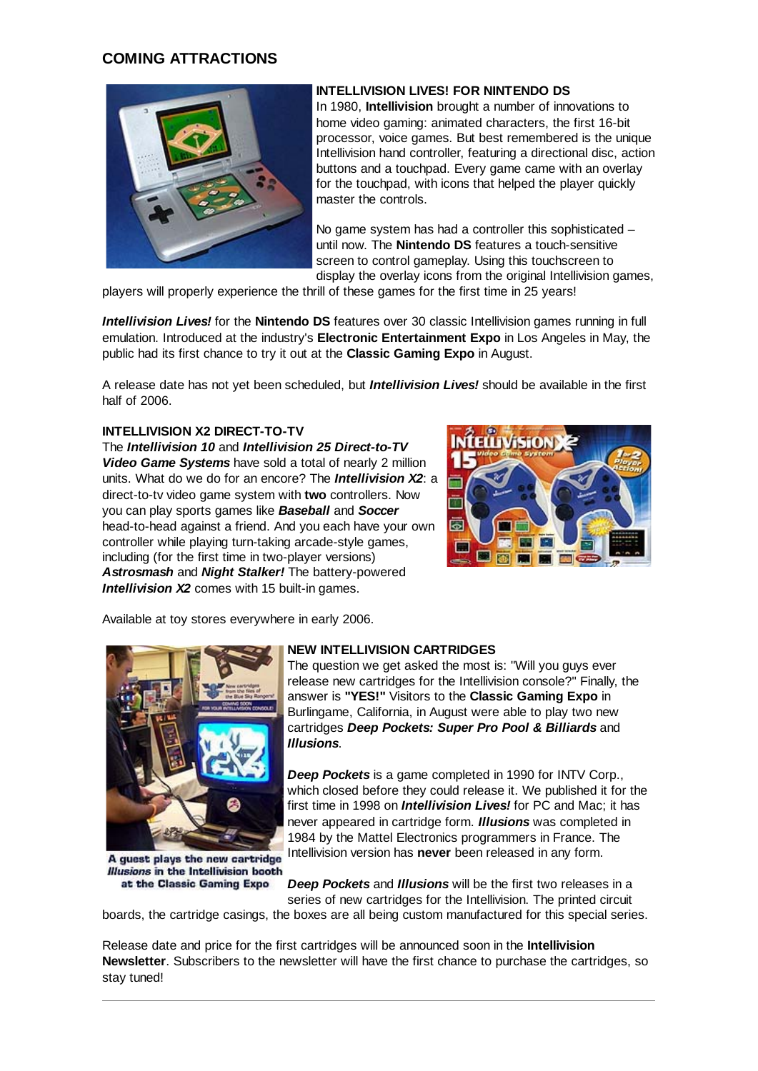## COMING ATTRACTIONS

### INTELLIVISION LIVES! FOR NINTENDO DS

In 1980, **Intellivision** brought a number of innovations to home video gaming: animated characters, the first 16-bit processor, voice games. But best remembered is the unique Intellivision hand controller, featuring a directional disc, action buttons and a touchpad. Every game came with an overlay for the touchpad, with icons that helped the player quickly master the controls.

No game system has had a controller this sophisticated – until now. The **Nintendo DS** features a touch-sensitive screen to control gameplay. Using this touchscreen to display the overlay icons from the original Intellivision games, players will properly experience the thrill of these games for the first time in 25 years!

***Intellivision Lives!*** for the **Nintendo DS** features over 30 classic Intellivision games running in full emulation. Introduced at the industry's **Electronic Entertainment Expo** in Los Angeles in May, the public had its first chance to try it out at the **Classic Gaming Expo** in August.

A release date has not yet been scheduled, but ***Intellivision Lives!*** should be available in the first half of 2006.

### INTELLIVISION X2 DIRECT-TO-TV

The ***Intellivision 10*** and ***Intellivision 25 Direct-to-TV Video Game Systems*** have sold a total of nearly 2 million units. What do we do for an encore? The ***Intellivision X2***: a direct-to-tv video game system with **two** controllers. Now you can play sports games like ***Baseball*** and ***Soccer*** head-to-head against a friend. And you each have your own controller while playing turn-taking arcade-style games, including (for the first time in two-player versions) ***Astrosmash*** and ***Night Stalker!*** The battery-powered ***Intellivision X2*** comes with 15 built-in games.

Available at toy stores everywhere in early 2006.

### NEW INTELLIVISION CARTRIDGES

The question we get asked the most is: "Will you guys ever release new cartridges for the Intellivision console?" Finally, the answer is **"YES!"** Visitors to the **Classic Gaming Expo** in Burlingame, California, in August were able to play two new cartridges ***Deep Pockets: Super Pro Pool & Billiards*** and ***Illusions***.

***Deep Pockets*** is a game completed in 1990 for INTV Corp., which closed before they could release it. We published it for the first time in 1998 on ***Intellivision Lives!*** for PC and Mac; it has never appeared in cartridge form. ***Illusions*** was completed in 1984 by the Mattel Electronics programmers in France. The Intellivision version has **never** been released in any form.

**A guest plays the new cartridge *Illusions* in the Intellivision booth at the Classic Gaming Expo**

***Deep Pockets*** and ***Illusions*** will be the first two releases in a series of new cartridges for the Intellivision. The printed circuit boards, the cartridge casings, the boxes are all being custom manufactured for this special series.

Release date and price for the first cartridges will be announced soon in the **Intellivision Newsletter**. Subscribers to the newsletter will have the first chance to purchase the cartridges, so stay tuned!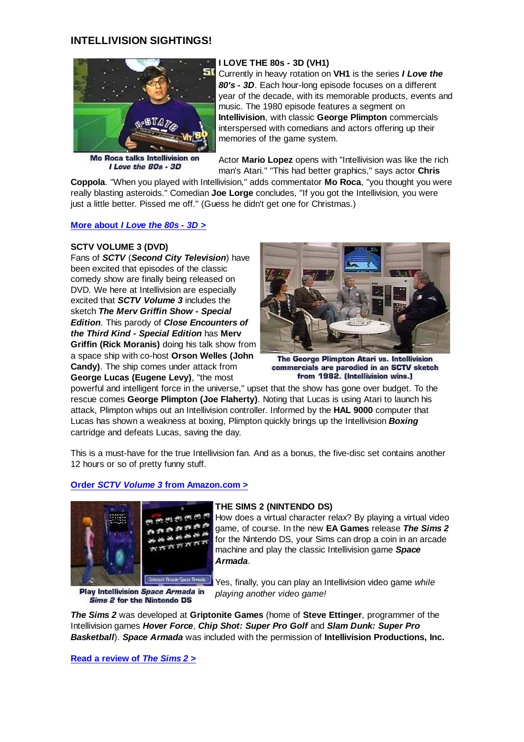## INTELLIVISION SIGHTINGS!

Mo Roca talks Intellivision on *I Love the 80s - 3D*

### I LOVE THE 80s - 3D (VH1)

Currently in heavy rotation on **VH1** is the series ***I Love the 80's - 3D***. Each hour-long episode focuses on a different year of the decade, with its memorable products, events and music. The 1980 episode features a segment on **Intellivision**, with classic **George Plimpton** commercials interspersed with comedians and actors offering up their memories of the game system.

Actor **Mario Lopez** opens with "Intellivision was like the rich man's Atari." "This had better graphics," says actor **Chris Coppola**. "When you played with Intellivision," adds commentator **Mo Roca**, "you thought you were really blasting asteroids." Comedian **Joe Lorge** concludes, "If you got the Intellivision, you were just a little better. Pissed me off." (Guess he didn't get one for Christmas.)

[More about ***I Love the 80s - 3D*** >]

### SCTV VOLUME 3 (DVD)

Fans of ***SCTV*** (***Second City Television***) have been excited that episodes of the classic comedy show are finally being released on DVD. We here at Intellivision are especially excited that ***SCTV Volume 3*** includes the sketch ***The Merv Griffin Show - Special Edition***. This parody of ***Close Encounters of the Third Kind - Special Edition*** has **Merv Griffin (Rick Moranis)** doing his talk show from a space ship with co-host **Orson Welles (John Candy)**. The ship comes under attack from **George Lucas (Eugene Levy)**, "the most powerful and intelligent force in the universe," upset that the show has gone over budget. To the rescue comes **George Plimpton (Joe Flaherty)**. Noting that Lucas is using Atari to launch his attack, Plimpton whips out an Intellivision controller. Informed by the **HAL 9000** computer that Lucas has shown a weakness at boxing, Plimpton quickly brings up the Intellivision ***Boxing*** cartridge and defeats Lucas, saving the day.

The George Plimpton Atari vs. Intellivision commercials are parodied in an SCTV sketch from 1982. (Intellivision wins.)

This is a must-have for the true Intellivision fan. And as a bonus, the five-disc set contains another 12 hours or so of pretty funny stuff.

[Order ***SCTV Volume 3*** from Amazon.com >]

### THE SIMS 2 (NINTENDO DS)

Play Intellivision *Space Armada* in *Sims 2* for the Nintendo DS

How does a virtual character relax? By playing a virtual video game, of course. In the new **EA Games** release ***The Sims 2*** for the Nintendo DS, your Sims can drop a coin in an arcade machine and play the classic Intellivision game ***Space Armada***.

Yes, finally, you can play an Intellivision video game *while playing another video game!*

***The Sims 2*** was developed at **Griptonite Games** (home of **Steve Ettinger**, programmer of the Intellivision games ***Hover Force***, ***Chip Shot: Super Pro Golf*** and ***Slam Dunk: Super Pro Basketball***). ***Space Armada*** was included with the permission of **Intellivision Productions, Inc.**

[Read a review of ***The Sims 2*** >]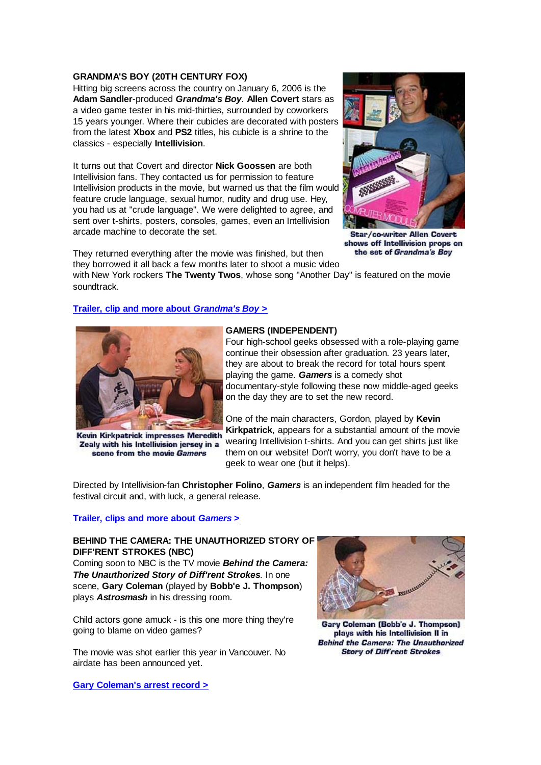**GRANDMA'S BOY (20TH CENTURY FOX)**

Hitting big screens across the country on January 6, 2006 is the **Adam Sandler**-produced ***Grandma's Boy***. **Allen Covert** stars as a video game tester in his mid-thirties, surrounded by coworkers 15 years younger. Where their cubicles are decorated with posters from the latest **Xbox** and **PS2** titles, his cubicle is a shrine to the classics - especially **Intellivision**.

It turns out that Covert and director **Nick Goossen** are both Intellivision fans. They contacted us for permission to feature Intellivision products in the movie, but warned us that the film would feature crude language, sexual humor, nudity and drug use. Hey, you had us at "crude language". We were delighted to agree, and sent over t-shirts, posters, consoles, games, even an Intellivision arcade machine to decorate the set.

Star/co-writer Allen Covert shows off Intellivision props on the set of *Grandma's Boy*

They returned everything after the movie was finished, but then they borrowed it all back a few months later to shoot a music video with New York rockers **The Twenty Twos**, whose song "Another Day" is featured on the movie soundtrack.

[Trailer, clip and more about *Grandma's Boy* >]

**GAMERS (INDEPENDENT)**

Four high-school geeks obsessed with a role-playing game continue their obsession after graduation. 23 years later, they are about to break the record for total hours spent playing the game. ***Gamers*** is a comedy shot documentary-style following these now middle-aged geeks on the day they are to set the new record.

Kevin Kirkpatrick impresses Meredith Zealy with his Intellivision jersey in a scene from the movie *Gamers*

One of the main characters, Gordon, played by **Kevin Kirkpatrick**, appears for a substantial amount of the movie wearing Intellivision t-shirts. And you can get shirts just like them on our website! Don't worry, you don't have to be a geek to wear one (but it helps).

Directed by Intellivision-fan **Christopher Folino**, ***Gamers*** is an independent film headed for the festival circuit and, with luck, a general release.

[Trailer, clips and more about *Gamers* >]

**BEHIND THE CAMERA: THE UNAUTHORIZED STORY OF DIFF'RENT STROKES (NBC)**

Coming soon to NBC is the TV movie ***Behind the Camera: The Unauthorized Story of Diff'rent Strokes***. In one scene, **Gary Coleman** (played by **Bobb'e J. Thompson**) plays ***Astrosmash*** in his dressing room.

Gary Coleman (Bobb'e J. Thompson) plays with his Intellivision II in *Behind the Camera: The Unauthorized Story of Diff'rent Strokes*

Child actors gone amuck - is this one more thing they're going to blame on video games?

The movie was shot earlier this year in Vancouver. No airdate has been announced yet.

[Gary Coleman's arrest record >]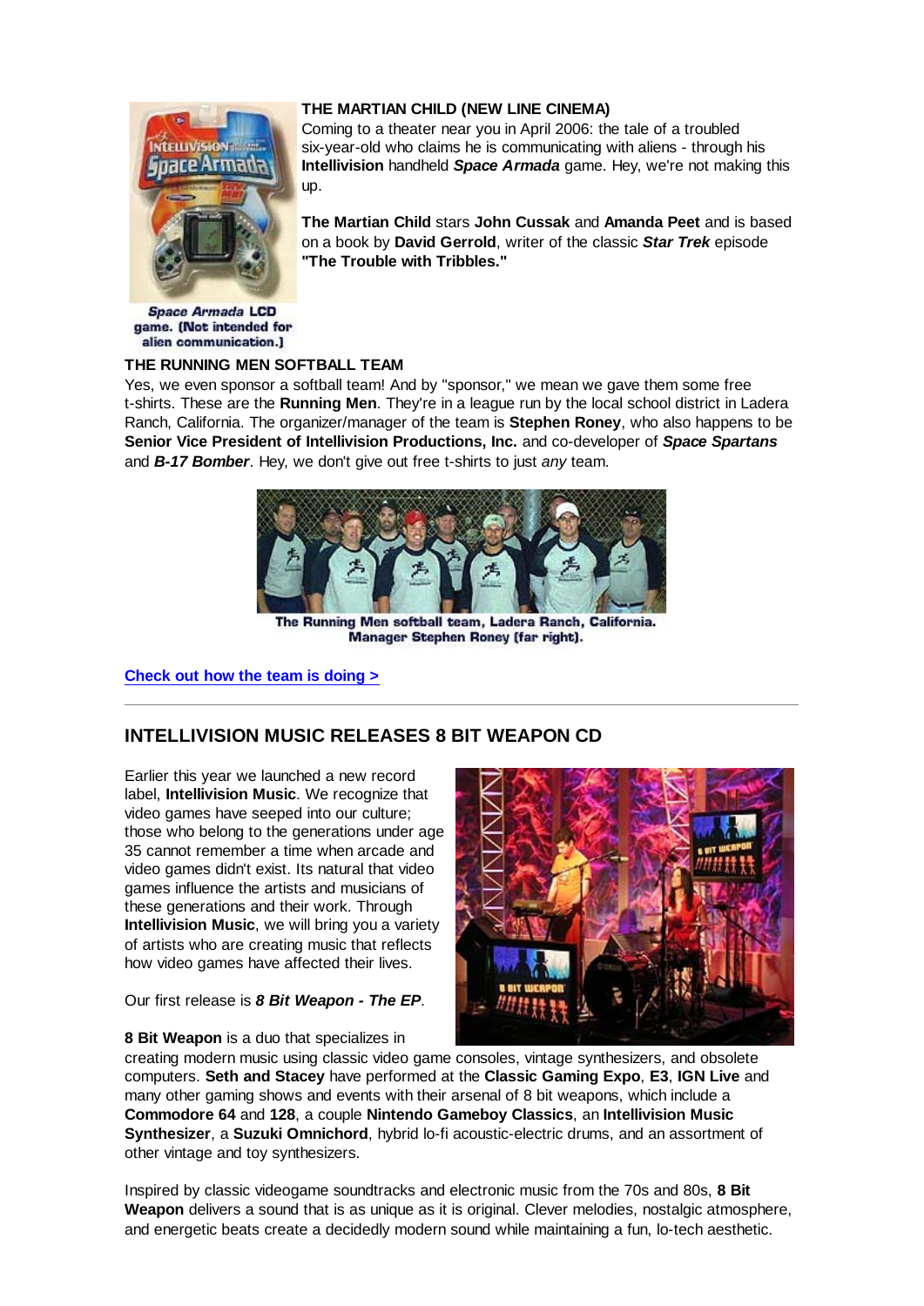**THE MARTIAN CHILD (NEW LINE CINEMA)**

Coming to a theater near you in April 2006: the tale of a troubled six-year-old who claims he is communicating with aliens - through his **Intellivision** handheld ***Space Armada*** game. Hey, we're not making this up.

**The Martian Child** stars **John Cussak** and **Amanda Peet** and is based on a book by **David Gerrold**, writer of the classic ***Star Trek*** episode **"The Trouble with Tribbles."**

*Space Armada* LCD game. (Not intended for alien communication.)

**THE RUNNING MEN SOFTBALL TEAM**

Yes, we even sponsor a softball team! And by "sponsor," we mean we gave them some free t-shirts. These are the **Running Men**. They're in a league run by the local school district in Ladera Ranch, California. The organizer/manager of the team is **Stephen Roney**, who also happens to be **Senior Vice President of Intellivision Productions, Inc.** and co-developer of ***Space Spartans*** and ***B-17 Bomber***. Hey, we don't give out free t-shirts to just *any* team.

The Running Men softball team, Ladera Ranch, California. Manager Stephen Roney (far right).

[Check out how the team is doing >]

---

## INTELLIVISION MUSIC RELEASES 8 BIT WEAPON CD

Earlier this year we launched a new record label, **Intellivision Music**. We recognize that video games have seeped into our culture; those who belong to the generations under age 35 cannot remember a time when arcade and video games didn't exist. Its natural that video games influence the artists and musicians of these generations and their work. Through **Intellivision Music**, we will bring you a variety of artists who are creating music that reflects how video games have affected their lives.

Our first release is ***8 Bit Weapon - The EP***.

**8 Bit Weapon** is a duo that specializes in creating modern music using classic video game consoles, vintage synthesizers, and obsolete computers. **Seth and Stacey** have performed at the **Classic Gaming Expo**, **E3**, **IGN Live** and many other gaming shows and events with their arsenal of 8 bit weapons, which include a **Commodore 64** and **128**, a couple **Nintendo Gameboy Classics**, an **Intellivision Music Synthesizer**, a **Suzuki Omnichord**, hybrid lo-fi acoustic-electric drums, and an assortment of other vintage and toy synthesizers.

Inspired by classic videogame soundtracks and electronic music from the 70s and 80s, **8 Bit Weapon** delivers a sound that is as unique as it is original. Clever melodies, nostalgic atmosphere, and energetic beats create a decidedly modern sound while maintaining a fun, lo-tech aesthetic.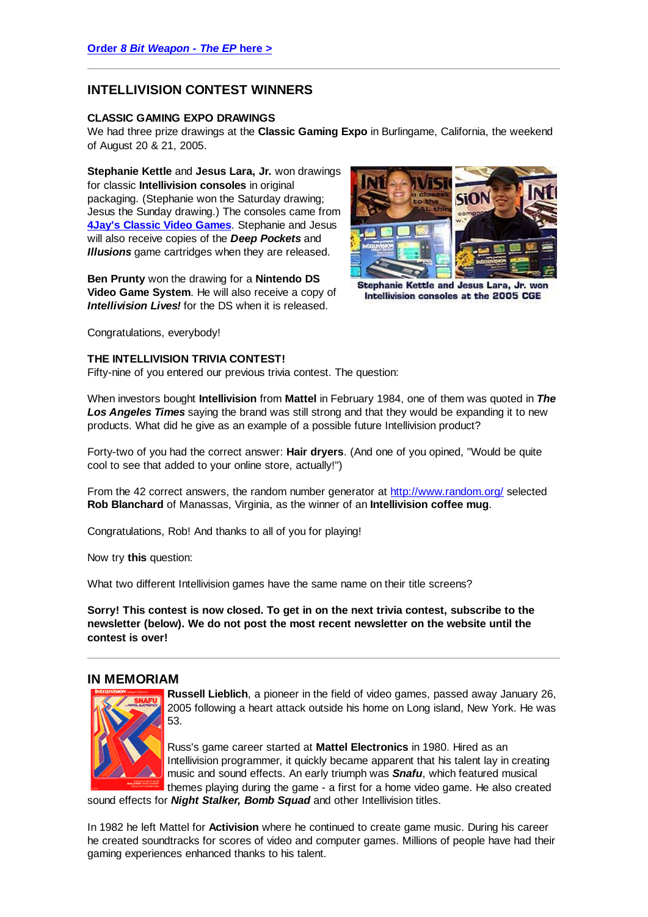[**Order *8 Bit Weapon - The EP* here >**]

---

## INTELLIVISION CONTEST WINNERS

### CLASSIC GAMING EXPO DRAWINGS

We had three prize drawings at the **Classic Gaming Expo** in Burlingame, California, the weekend of August 20 & 21, 2005.

**Stephanie Kettle** and **Jesus Lara, Jr.** won drawings for classic **Intellivision consoles** in original packaging. (Stephanie won the Saturday drawing; Jesus the Sunday drawing.) The consoles came from **4Jay's Classic Video Games**. Stephanie and Jesus will also receive copies of the ***Deep Pockets*** and ***Illusions*** game cartridges when they are released.

Stephanie Kettle and Jesus Lara, Jr. won Intellivision consoles at the 2005 CGE

**Ben Prunty** won the drawing for a **Nintendo DS Video Game System**. He will also receive a copy of ***Intellivision Lives!*** for the DS when it is released.

Congratulations, everybody!

### THE INTELLIVISION TRIVIA CONTEST!

Fifty-nine of you entered our previous trivia contest. The question:

When investors bought **Intellivision** from **Mattel** in February 1984, one of them was quoted in ***The Los Angeles Times*** saying the brand was still strong and that they would be expanding it to new products. What did he give as an example of a possible future Intellivision product?

Forty-two of you had the correct answer: **Hair dryers**. (And one of you opined, "Would be quite cool to see that added to your online store, actually!")

From the 42 correct answers, the random number generator at http://www.random.org/ selected **Rob Blanchard** of Manassas, Virginia, as the winner of an **Intellivision coffee mug**.

Congratulations, Rob! And thanks to all of you for playing!

Now try **this** question:

What two different Intellivision games have the same name on their title screens?

**Sorry! This contest is now closed. To get in on the next trivia contest, subscribe to the newsletter (below). We do not post the most recent newsletter on the website until the contest is over!**

---

## IN MEMORIAM

**Russell Lieblich**, a pioneer in the field of video games, passed away January 26, 2005 following a heart attack outside his home on Long island, New York. He was 53.

Russ's game career started at **Mattel Electronics** in 1980. Hired as an Intellivision programmer, it quickly became apparent that his talent lay in creating music and sound effects. An early triumph was ***Snafu***, which featured musical themes playing during the game - a first for a home video game. He also created sound effects for ***Night Stalker, Bomb Squad*** and other Intellivision titles.

In 1982 he left Mattel for **Activision** where he continued to create game music. During his career he created soundtracks for scores of video and computer games. Millions of people have had their gaming experiences enhanced thanks to his talent.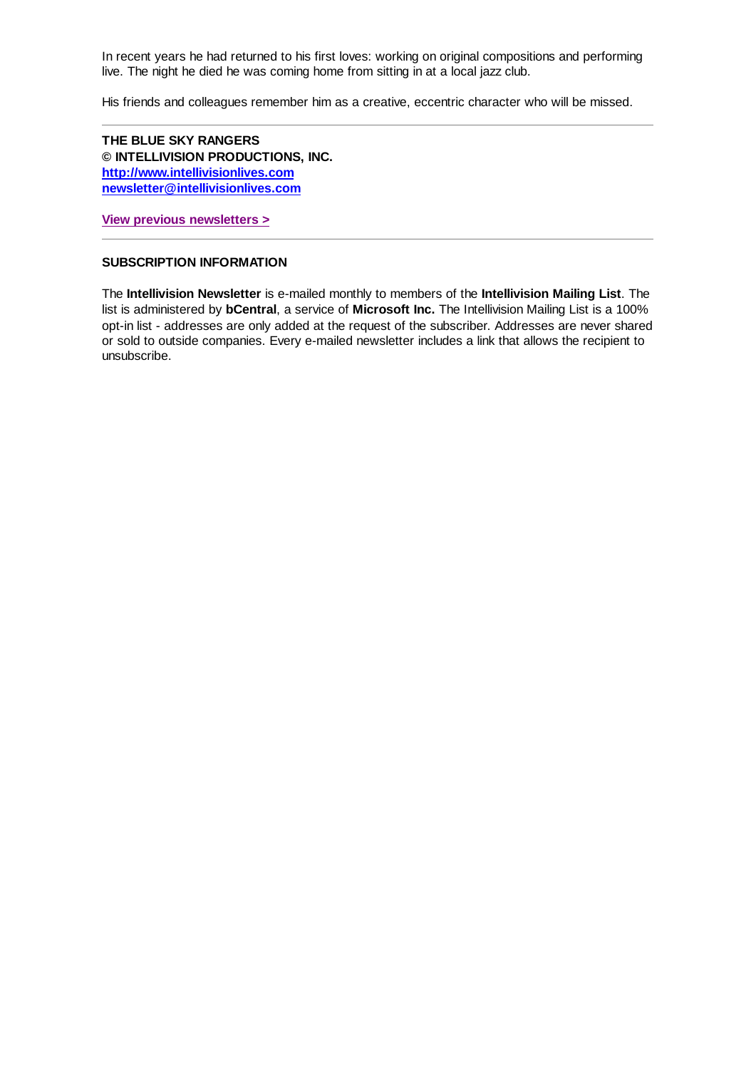In recent years he had returned to his first loves: working on original compositions and performing live. The night he died he was coming home from sitting in at a local jazz club.

His friends and colleagues remember him as a creative, eccentric character who will be missed.

---

**THE BLUE SKY RANGERS**
**© INTELLIVISION PRODUCTIONS, INC.**
**http://www.intellivisionlives.com**
**newsletter@intellivisionlives.com**

**View previous newsletters >**

---

**SUBSCRIPTION INFORMATION**

The **Intellivision Newsletter** is e-mailed monthly to members of the **Intellivision Mailing List**. The list is administered by **bCentral**, a service of **Microsoft Inc.** The Intellivision Mailing List is a 100% opt-in list - addresses are only added at the request of the subscriber. Addresses are never shared or sold to outside companies. Every e-mailed newsletter includes a link that allows the recipient to unsubscribe.